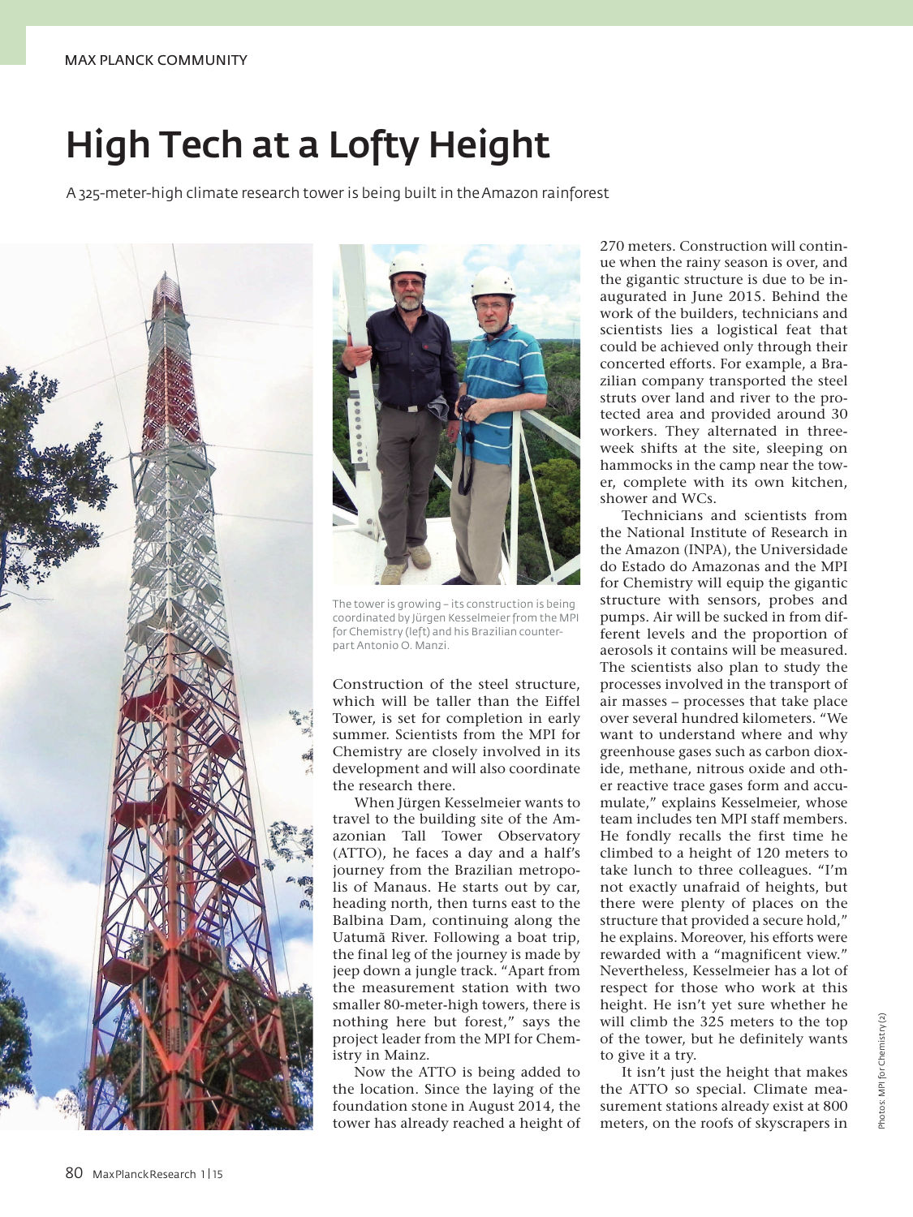# High Tech at a Lofty Height

A 325-meter-high climate research tower is being built in the Amazon rainforest

The tower is growing – its construction is being coordinated by Jürgen Kesselmeier from the MPI for Chemistry (left) and his Brazilian counterpart Antonio O. Manzi.

Construction of the steel structure, which will be taller than the Eiffel Tower, is set for completion in early summer. Scientists from the MPI for Chemistry are closely involved in its development and will also coordinate the research there.

When Jürgen Kesselmeier wants to travel to the building site of the Amazonian Tall Tower Observatory (ATTO), he faces a day and a half's journey from the Brazilian metropolis of Manaus. He starts out by car, heading north, then turns east to the Balbina Dam, continuing along the Uatumã River. Following a boat trip, the final leg of the journey is made by jeep down a jungle track. "Apart from the measurement station with two smaller 80-meter-high towers, there is nothing here but forest," says the project leader from the MPI for Chemistry in Mainz.

Now the ATTO is being added to the location. Since the laying of the foundation stone in August 2014, the tower has already reached a height of 270 meters. Construction will continue when the rainy season is over, and the gigantic structure is due to be inaugurated in June 2015. Behind the work of the builders, technicians and scientists lies a logistical feat that could be achieved only through their concerted efforts. For example, a Brazilian company transported the steel struts over land and river to the protected area and provided around 30 workers. They alternated in three-week shifts at the site, sleeping on hammocks in the camp near the tower, complete with its own kitchen, shower and WCs.

Technicians and scientists from the National Institute of Research in the Amazon (INPA), the Universidade do Estado do Amazonas and the MPI for Chemistry will equip the gigantic structure with sensors, probes and pumps. Air will be sucked in from different levels and the proportion of aerosols it contains will be measured. The scientists also plan to study the processes involved in the transport of air masses – processes that take place over several hundred kilometers. "We want to understand where and why greenhouse gases such as carbon dioxide, methane, nitrous oxide and other reactive trace gases form and accumulate," explains Kesselmeier, whose team includes ten MPI staff members. He fondly recalls the first time he climbed to a height of 120 meters to take lunch to three colleagues. "I'm not exactly unafraid of heights, but there were plenty of places on the structure that provided a secure hold," he explains. Moreover, his efforts were rewarded with a "magnificent view." Nevertheless, Kesselmeier has a lot of respect for those who work at this height. He isn't yet sure whether he will climb the 325 meters to the top of the tower, but he definitely wants to give it a try.

It isn't just the height that makes the ATTO so special. Climate measurement stations already exist at 800 meters, on the roofs of skyscrapers in

Photos: MPI for Chemistry (2)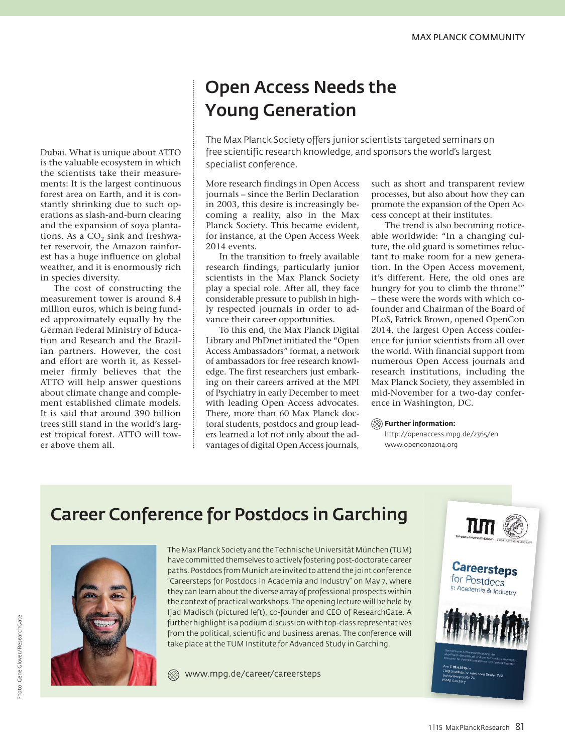Dubai. What is unique about ATTO is the valuable ecosystem in which the scientists take their measurements: It is the largest continuous forest area on Earth, and it is constantly shrinking due to such operations as slash-and-burn clearing and the expansion of soya plantations. As a $CO_2$ sink and freshwater reservoir, the Amazon rainforest has a huge influence on global weather, and it is enormously rich in species diversity.

The cost of constructing the measurement tower is around 8.4 million euros, which is being funded approximately equally by the German Federal Ministry of Education and Research and the Brazilian partners. However, the cost and effort are worth it, as Kesselmeier firmly believes that the ATTO will help answer questions about climate change and complement established climate models. It is said that around 390 billion trees still stand in the world's largest tropical forest. ATTO will tower above them all.

## Open Access Needs the Young Generation

The Max Planck Society offers junior scientists targeted seminars on free scientific research knowledge, and sponsors the world's largest specialist conference.

More research findings in Open Access journals – since the Berlin Declaration in 2003, this desire is increasingly becoming a reality, also in the Max Planck Society. This became evident, for instance, at the Open Access Week 2014 events.

In the transition to freely available research findings, particularly junior scientists in the Max Planck Society play a special role. After all, they face considerable pressure to publish in highly respected journals in order to advance their career opportunities.

To this end, the Max Planck Digital Library and PhDnet initiated the "Open Access Ambassadors" format, a network of ambassadors for free research knowledge. The first researchers just embarking on their careers arrived at the MPI of Psychiatry in early December to meet with leading Open Access advocates. There, more than 60 Max Planck doctoral students, postdocs and group leaders learned a lot not only about the advantages of digital Open Access journals, such as short and transparent review processes, but also about how they can promote the expansion of the Open Access concept at their institutes.

The trend is also becoming noticeable worldwide: "In a changing culture, the old guard is sometimes reluctant to make room for a new generation. In the Open Access movement, it's different. Here, the old ones are hungry for you to climb the throne!" – these were the words with which co-founder and Chairman of the Board of PLoS, Patrick Brown, opened OpenCon 2014, the largest Open Access conference for junior scientists from all over the world. With financial support from numerous Open Access journals and research institutions, including the Max Planck Society, they assembled in mid-November for a two-day conference in Washington, DC.

**Further information:**
http://openaccess.mpg.de/2365/en
www.opencon2014.org

## Career Conference for Postdocs in Garching

The Max Planck Society and the Technische Universität München (TUM) have committed themselves to actively fostering post-doctorate career paths. Postdocs from Munich are invited to attend the joint conference "Careersteps for Postdocs in Academia and Industry" on May 7, where they can learn about the diverse array of professional prospects within the context of practical workshops. The opening lecture will be held by Ijad Madisch (pictured left), co-founder and CEO of ResearchGate. A further highlight is a podium discussion with top-class representatives from the political, scientific and business arenas. The conference will take place at the TUM Institute for Advanced Study in Garching.

www.mpg.de/career/careersteps

Photo: Gene Glover/ResearchGate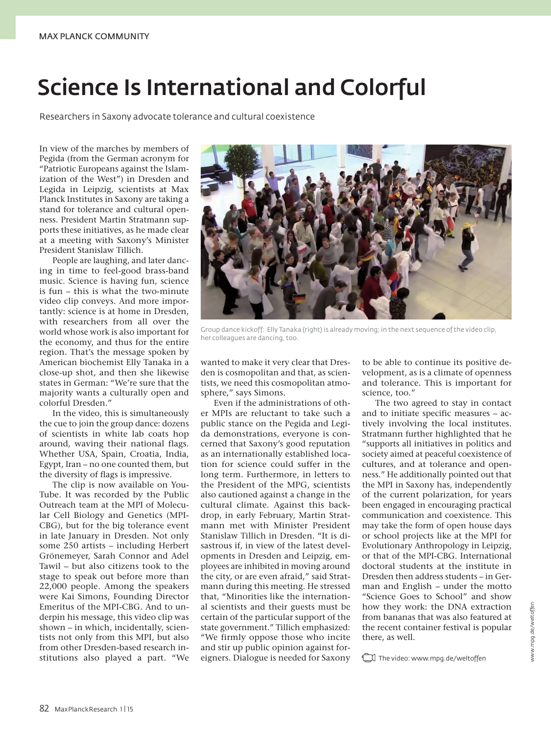# Science Is International and Colorful

Researchers in Saxony advocate tolerance and cultural coexistence

In view of the marches by members of Pegida (from the German acronym for "Patriotic Europeans against the Islamization of the West") in Dresden and Legida in Leipzig, scientists at Max Planck Institutes in Saxony are taking a stand for tolerance and cultural openness. President Martin Stratmann supports these initiatives, as he made clear at a meeting with Saxony's Minister President Stanislaw Tillich.

People are laughing, and later dancing in time to feel-good brass-band music. Science is having fun, science is fun – this is what the two-minute video clip conveys. And more importantly: science is at home in Dresden, with researchers from all over the world whose work is also important for the economy, and thus for the entire region. That's the message spoken by American biochemist Elly Tanaka in a close-up shot, and then she likewise states in German: "We're sure that the majority wants a culturally open and colorful Dresden."

In the video, this is simultaneously the cue to join the group dance: dozens of scientists in white lab coats hop around, waving their national flags. Whether USA, Spain, Croatia, India, Egypt, Iran – no one counted them, but the diversity of flags is impressive.

The clip is now available on YouTube. It was recorded by the Public Outreach team at the MPI of Molecular Cell Biology and Genetics (MPI-CBG), but for the big tolerance event in late January in Dresden. Not only some 250 artists – including Herbert Grönemeyer, Sarah Connor and Adel Tawil – but also citizens took to the stage to speak out before more than 22,000 people. Among the speakers were Kai Simons, Founding Director Emeritus of the MPI-CBG. And to underpin his message, this video clip was shown – in which, incidentally, scientists not only from this MPI, but also from other Dresden-based research institutions also played a part. "We wanted to make it very clear that Dresden is cosmopolitan and that, as scientists, we need this cosmopolitan atmosphere," says Simons.

Group dance kickoff: Elly Tanaka (right) is already moving; in the next sequence of the video clip, her colleagues are dancing, too.

Even if the administrations of other MPIs are reluctant to take such a public stance on the Pegida and Legida demonstrations, everyone is concerned that Saxony's good reputation as an internationally established location for science could suffer in the long term. Furthermore, in letters to the President of the MPG, scientists also cautioned against a change in the cultural climate. Against this backdrop, in early February, Martin Stratmann met with Minister President Stanislaw Tillich in Dresden. "It is disastrous if, in view of the latest developments in Dresden and Leipzig, employees are inhibited in moving around the city, or are even afraid," said Stratmann during this meeting. He stressed that, "Minorities like the international scientists and their guests must be certain of the particular support of the state government." Tillich emphasized: "We firmly oppose those who incite and stir up public opinion against foreigners. Dialogue is needed for Saxony to be able to continue its positive development, as is a climate of openness and tolerance. This is important for science, too."

The two agreed to stay in contact and to initiate specific measures – actively involving the local institutes. Stratmann further highlighted that he "supports all initiatives in politics and society aimed at peaceful coexistence of cultures, and at tolerance and openness." He additionally pointed out that the MPI in Saxony has, independently of the current polarization, for years been engaged in encouraging practical communication and coexistence. This may take the form of open house days or school projects like at the MPI for Evolutionary Anthropology in Leipzig, or that of the MPI-CBG. International doctoral students at the institute in Dresden then address students – in German and English – under the motto "Science Goes to School" and show how they work: the DNA extraction from bananas that was also featured at the recent container festival is popular there, as well.

The video: www.mpg.de/weltoffen